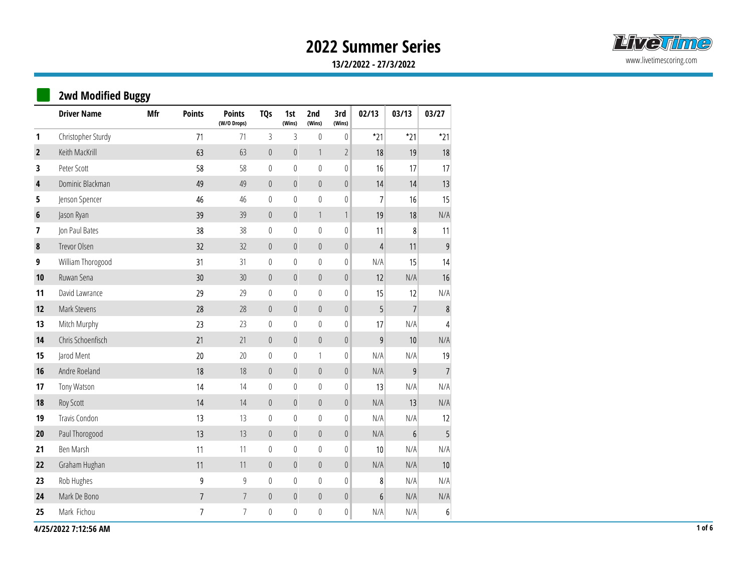# 2022 Summer Series

**13/2/2022 - 27/3/2022**

www.livetimescoring.com

## 2wd Modified Buggy

| | Driver Name | Mfr | Points | Points (W/O Drops) | TQs | 1st (Wins) | 2nd (Wins) | 3rd (Wins) | 02/13 | 03/13 | 03/27 |
|---|---|---|---|---|---|---|---|---|---|---|---|
| 1 | Christopher Sturdy | | 71 | 71 | 3 | 3 | 0 | 0 | *21 | *21 | *21 |
| 2 | Keith MacKrill | | 63 | 63 | 0 | 0 | 1 | 2 | 18 | 19 | 18 |
| 3 | Peter Scott | | 58 | 58 | 0 | 0 | 0 | 0 | 16 | 17 | 17 |
| 4 | Dominic Blackman | | 49 | 49 | 0 | 0 | 0 | 0 | 14 | 14 | 13 |
| 5 | Jenson Spencer | | 46 | 46 | 0 | 0 | 0 | 0 | 7 | 16 | 15 |
| 6 | Jason Ryan | | 39 | 39 | 0 | 0 | 1 | 1 | 19 | 18 | N/A |
| 7 | Jon Paul Bates | | 38 | 38 | 0 | 0 | 0 | 0 | 11 | 8 | 11 |
| 8 | Trevor Olsen | | 32 | 32 | 0 | 0 | 0 | 0 | 4 | 11 | 9 |
| 9 | William Thorogood | | 31 | 31 | 0 | 0 | 0 | 0 | N/A | 15 | 14 |
| 10 | Ruwan Sena | | 30 | 30 | 0 | 0 | 0 | 0 | 12 | N/A | 16 |
| 11 | David Lawrance | | 29 | 29 | 0 | 0 | 0 | 0 | 15 | 12 | N/A |
| 12 | Mark Stevens | | 28 | 28 | 0 | 0 | 0 | 0 | 5 | 7 | 8 |
| 13 | Mitch Murphy | | 23 | 23 | 0 | 0 | 0 | 0 | 17 | N/A | 4 |
| 14 | Chris Schoenfisch | | 21 | 21 | 0 | 0 | 0 | 0 | 9 | 10 | N/A |
| 15 | Jarod Ment | | 20 | 20 | 0 | 0 | 1 | 0 | N/A | N/A | 19 |
| 16 | Andre Roeland | | 18 | 18 | 0 | 0 | 0 | 0 | N/A | 9 | 7 |
| 17 | Tony Watson | | 14 | 14 | 0 | 0 | 0 | 0 | 13 | N/A | N/A |
| 18 | Roy Scott | | 14 | 14 | 0 | 0 | 0 | 0 | N/A | 13 | N/A |
| 19 | Travis Condon | | 13 | 13 | 0 | 0 | 0 | 0 | N/A | N/A | 12 |
| 20 | Paul Thorogood | | 13 | 13 | 0 | 0 | 0 | 0 | N/A | 6 | 5 |
| 21 | Ben Marsh | | 11 | 11 | 0 | 0 | 0 | 0 | 10 | N/A | N/A |
| 22 | Graham Hughan | | 11 | 11 | 0 | 0 | 0 | 0 | N/A | N/A | 10 |
| 23 | Rob Hughes | | 9 | 9 | 0 | 0 | 0 | 0 | 8 | N/A | N/A |
| 24 | Mark De Bono | | 7 | 7 | 0 | 0 | 0 | 0 | 6 | N/A | N/A |
| 25 | Mark Fichou | | 7 | 7 | 0 | 0 | 0 | 0 | N/A | N/A | 6 |

4/25/2022 7:12:56 AM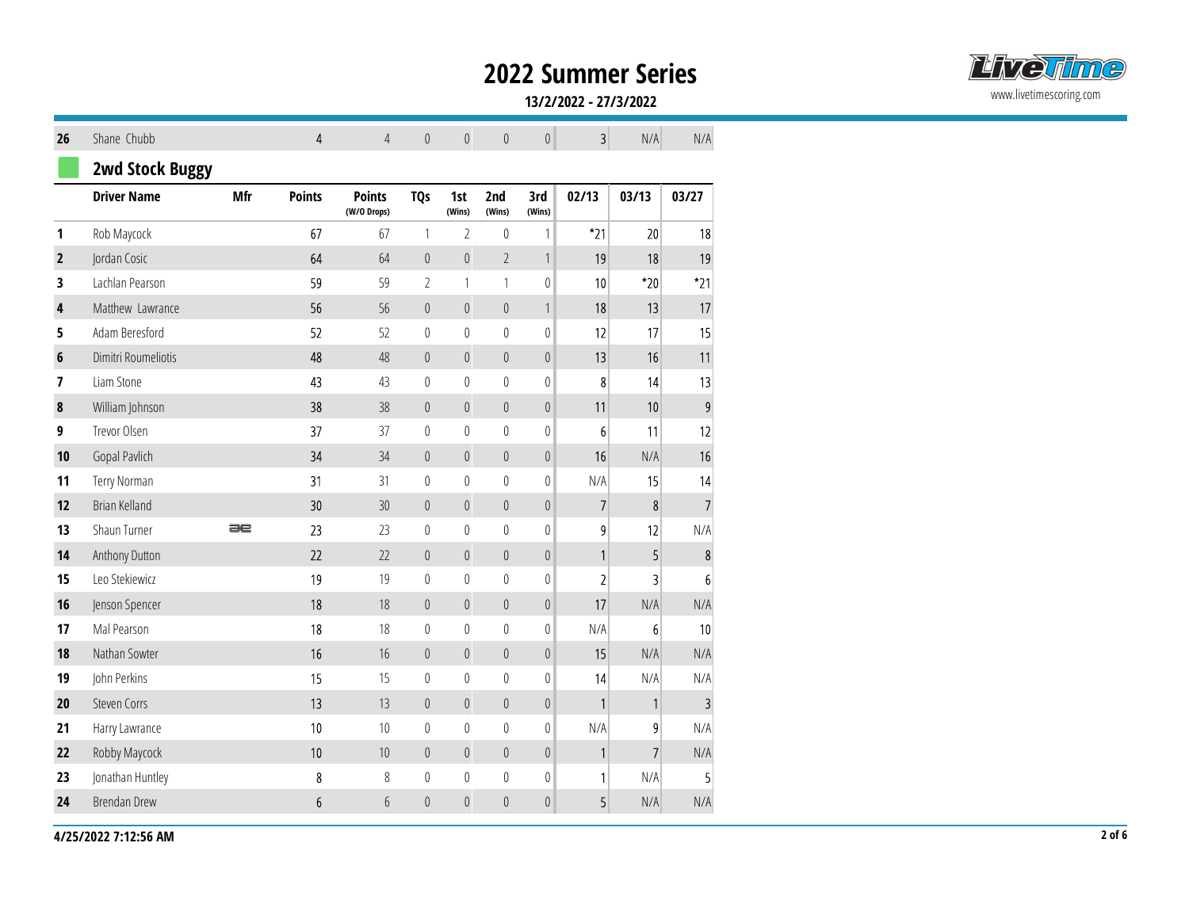# 2022 Summer Series

**13/2/2022 - 27/3/2022**

| 26 | Shane Chubb | | 4 | 4 | 0 | 0 | 0 | 0 | 3 | N/A | N/A |
|---|---|---|---|---|---|---|---|---|---|---|---|

## 2wd Stock Buggy

| | Driver Name | Mfr | Points | Points (W/O Drops) | TQs | 1st (Wins) | 2nd (Wins) | 3rd (Wins) | 02/13 | 03/13 | 03/27 |
|---|---|---|---|---|---|---|---|---|---|---|---|
| 1 | Rob Maycock | | 67 | 67 | 1 | 2 | 0 | 1 | *21 | 20 | 18 |
| 2 | Jordan Cosic | | 64 | 64 | 0 | 0 | 2 | 1 | 19 | 18 | 19 |
| 3 | Lachlan Pearson | | 59 | 59 | 2 | 1 | 1 | 0 | 10 | *20 | *21 |
| 4 | Matthew Lawrance | | 56 | 56 | 0 | 0 | 0 | 1 | 18 | 13 | 17 |
| 5 | Adam Beresford | | 52 | 52 | 0 | 0 | 0 | 0 | 12 | 17 | 15 |
| 6 | Dimitri Roumeliotis | | 48 | 48 | 0 | 0 | 0 | 0 | 13 | 16 | 11 |
| 7 | Liam Stone | | 43 | 43 | 0 | 0 | 0 | 0 | 8 | 14 | 13 |
| 8 | William Johnson | | 38 | 38 | 0 | 0 | 0 | 0 | 11 | 10 | 9 |
| 9 | Trevor Olsen | | 37 | 37 | 0 | 0 | 0 | 0 | 6 | 11 | 12 |
| 10 | Gopal Pavlich | | 34 | 34 | 0 | 0 | 0 | 0 | 16 | N/A | 16 |
| 11 | Terry Norman | | 31 | 31 | 0 | 0 | 0 | 0 | N/A | 15 | 14 |
| 12 | Brian Kelland | | 30 | 30 | 0 | 0 | 0 | 0 | 7 | 8 | 7 |
| 13 | Shaun Turner | | 23 | 23 | 0 | 0 | 0 | 0 | 9 | 12 | N/A |
| 14 | Anthony Dutton | | 22 | 22 | 0 | 0 | 0 | 0 | 1 | 5 | 8 |
| 15 | Leo Stekiewicz | | 19 | 19 | 0 | 0 | 0 | 0 | 2 | 3 | 6 |
| 16 | Jenson Spencer | | 18 | 18 | 0 | 0 | 0 | 0 | 17 | N/A | N/A |
| 17 | Mal Pearson | | 18 | 18 | 0 | 0 | 0 | 0 | N/A | 6 | 10 |
| 18 | Nathan Sowter | | 16 | 16 | 0 | 0 | 0 | 0 | 15 | N/A | N/A |
| 19 | John Perkins | | 15 | 15 | 0 | 0 | 0 | 0 | 14 | N/A | N/A |
| 20 | Steven Corrs | | 13 | 13 | 0 | 0 | 0 | 0 | 1 | 1 | 3 |
| 21 | Harry Lawrance | | 10 | 10 | 0 | 0 | 0 | 0 | N/A | 9 | N/A |
| 22 | Robby Maycock | | 10 | 10 | 0 | 0 | 0 | 0 | 1 | 7 | N/A |
| 23 | Jonathan Huntley | | 8 | 8 | 0 | 0 | 0 | 0 | 1 | N/A | 5 |
| 24 | Brendan Drew | | 6 | 6 | 0 | 0 | 0 | 0 | 5 | N/A | N/A |

**4/25/2022 7:12:56 AM**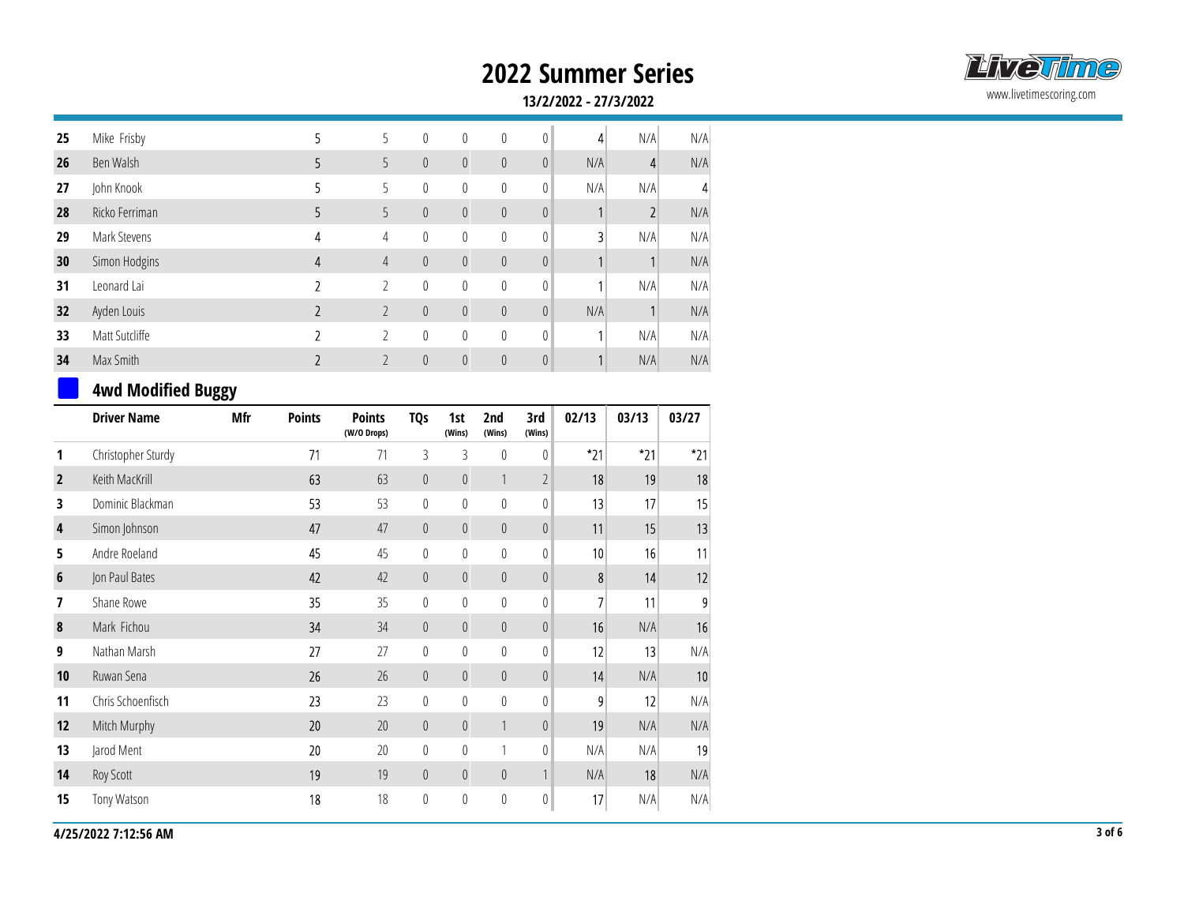# 2022 Summer Series

**13/2/2022 - 27/3/2022**

| | | | | | | | | | | | |
|---|---|---|---|---|---|---|---|---|---|---|---|
| **25** | Mike Frisby | | 5 | 5 | 0 | 0 | 0 | 0 | 4 | N/A | N/A |
| **26** | Ben Walsh | | 5 | 5 | 0 | 0 | 0 | 0 | N/A | 4 | N/A |
| **27** | John Knook | | 5 | 5 | 0 | 0 | 0 | 0 | N/A | N/A | 4 |
| **28** | Ricko Ferriman | | 5 | 5 | 0 | 0 | 0 | 0 | 1 | 2 | N/A |
| **29** | Mark Stevens | | 4 | 4 | 0 | 0 | 0 | 0 | 3 | N/A | N/A |
| **30** | Simon Hodgins | | 4 | 4 | 0 | 0 | 0 | 0 | 1 | 1 | N/A |
| **31** | Leonard Lai | | 2 | 2 | 0 | 0 | 0 | 0 | 1 | N/A | N/A |
| **32** | Ayden Louis | | 2 | 2 | 0 | 0 | 0 | 0 | N/A | 1 | N/A |
| **33** | Matt Sutcliffe | | 2 | 2 | 0 | 0 | 0 | 0 | 1 | N/A | N/A |
| **34** | Max Smith | | 2 | 2 | 0 | 0 | 0 | 0 | 1 | N/A | N/A |

## 4wd Modified Buggy

| | Driver Name | Mfr | Points | Points (W/O Drops) | TQs | 1st (Wins) | 2nd (Wins) | 3rd (Wins) | 02/13 | 03/13 | 03/27 |
|---|---|---|---|---|---|---|---|---|---|---|---|
| **1** | Christopher Sturdy | | 71 | 71 | 3 | 3 | 0 | 0 | *21 | *21 | *21 |
| **2** | Keith MacKrill | | 63 | 63 | 0 | 0 | 1 | 2 | 18 | 19 | 18 |
| **3** | Dominic Blackman | | 53 | 53 | 0 | 0 | 0 | 0 | 13 | 17 | 15 |
| **4** | Simon Johnson | | 47 | 47 | 0 | 0 | 0 | 0 | 11 | 15 | 13 |
| **5** | Andre Roeland | | 45 | 45 | 0 | 0 | 0 | 0 | 10 | 16 | 11 |
| **6** | Jon Paul Bates | | 42 | 42 | 0 | 0 | 0 | 0 | 8 | 14 | 12 |
| **7** | Shane Rowe | | 35 | 35 | 0 | 0 | 0 | 0 | 7 | 11 | 9 |
| **8** | Mark Fichou | | 34 | 34 | 0 | 0 | 0 | 0 | 16 | N/A | 16 |
| **9** | Nathan Marsh | | 27 | 27 | 0 | 0 | 0 | 0 | 12 | 13 | N/A |
| **10** | Ruwan Sena | | 26 | 26 | 0 | 0 | 0 | 0 | 14 | N/A | 10 |
| **11** | Chris Schoenfisch | | 23 | 23 | 0 | 0 | 0 | 0 | 9 | 12 | N/A |
| **12** | Mitch Murphy | | 20 | 20 | 0 | 0 | 1 | 0 | 19 | N/A | N/A |
| **13** | Jarod Ment | | 20 | 20 | 0 | 0 | 1 | 0 | N/A | N/A | 19 |
| **14** | Roy Scott | | 19 | 19 | 0 | 0 | 0 | 1 | N/A | 18 | N/A |
| **15** | Tony Watson | | 18 | 18 | 0 | 0 | 0 | 0 | 17 | N/A | N/A |

**4/25/2022 7:12:56 AM**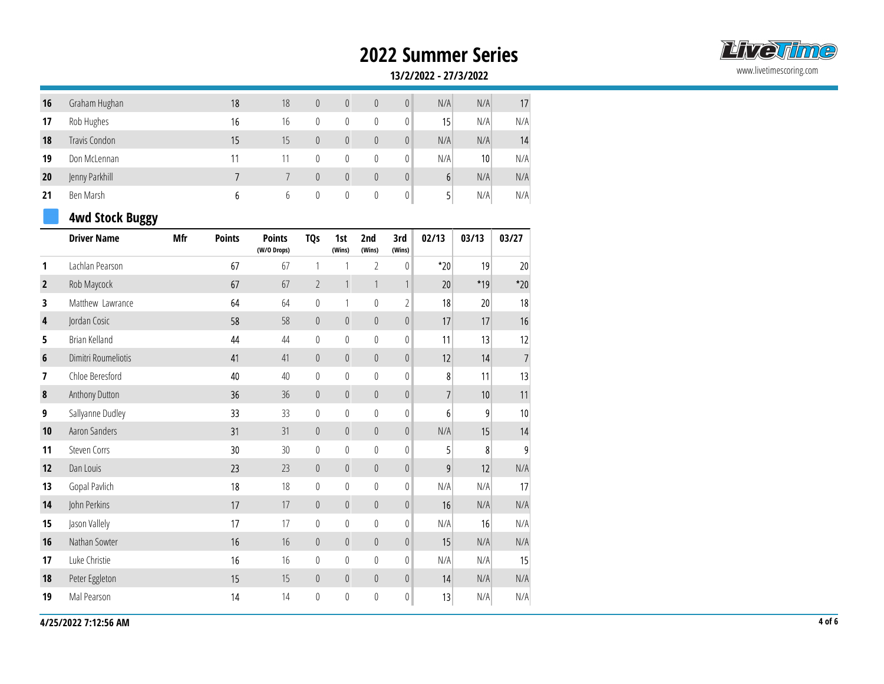# 2022 Summer Series

**13/2/2022 - 27/3/2022**

| | | | | | | | | | | | |
|---|---|---|---|---|---|---|---|---|---|---|---|
| **16** | Graham Hughan | | 18 | 18 | 0 | 0 | 0 | 0 | N/A | N/A | 17 |
| **17** | Rob Hughes | | 16 | 16 | 0 | 0 | 0 | 0 | 15 | N/A | N/A |
| **18** | Travis Condon | | 15 | 15 | 0 | 0 | 0 | 0 | N/A | N/A | 14 |
| **19** | Don McLennan | | 11 | 11 | 0 | 0 | 0 | 0 | N/A | 10 | N/A |
| **20** | Jenny Parkhill | | 7 | 7 | 0 | 0 | 0 | 0 | 6 | N/A | N/A |
| **21** | Ben Marsh | | 6 | 6 | 0 | 0 | 0 | 0 | 5 | N/A | N/A |

## 4wd Stock Buggy

| | Driver Name | Mfr | Points | Points (W/O Drops) | TQs | 1st (Wins) | 2nd (Wins) | 3rd (Wins) | 02/13 | 03/13 | 03/27 |
|---|---|---|---|---|---|---|---|---|---|---|---|
| **1** | Lachlan Pearson | | 67 | 67 | 1 | 1 | 2 | 0 | *20 | 19 | 20 |
| **2** | Rob Maycock | | 67 | 67 | 2 | 1 | 1 | 1 | 20 | *19 | *20 |
| **3** | Matthew Lawrance | | 64 | 64 | 0 | 1 | 0 | 2 | 18 | 20 | 18 |
| **4** | Jordan Cosic | | 58 | 58 | 0 | 0 | 0 | 0 | 17 | 17 | 16 |
| **5** | Brian Kelland | | 44 | 44 | 0 | 0 | 0 | 0 | 11 | 13 | 12 |
| **6** | Dimitri Roumeliotis | | 41 | 41 | 0 | 0 | 0 | 0 | 12 | 14 | 7 |
| **7** | Chloe Beresford | | 40 | 40 | 0 | 0 | 0 | 0 | 8 | 11 | 13 |
| **8** | Anthony Dutton | | 36 | 36 | 0 | 0 | 0 | 0 | 7 | 10 | 11 |
| **9** | Sallyanne Dudley | | 33 | 33 | 0 | 0 | 0 | 0 | 6 | 9 | 10 |
| **10** | Aaron Sanders | | 31 | 31 | 0 | 0 | 0 | 0 | N/A | 15 | 14 |
| **11** | Steven Corrs | | 30 | 30 | 0 | 0 | 0 | 0 | 5 | 8 | 9 |
| **12** | Dan Louis | | 23 | 23 | 0 | 0 | 0 | 0 | 9 | 12 | N/A |
| **13** | Gopal Pavlich | | 18 | 18 | 0 | 0 | 0 | 0 | N/A | N/A | 17 |
| **14** | John Perkins | | 17 | 17 | 0 | 0 | 0 | 0 | 16 | N/A | N/A |
| **15** | Jason Vallely | | 17 | 17 | 0 | 0 | 0 | 0 | N/A | 16 | N/A |
| **16** | Nathan Sowter | | 16 | 16 | 0 | 0 | 0 | 0 | 15 | N/A | N/A |
| **17** | Luke Christie | | 16 | 16 | 0 | 0 | 0 | 0 | N/A | N/A | 15 |
| **18** | Peter Eggleton | | 15 | 15 | 0 | 0 | 0 | 0 | 14 | N/A | N/A |
| **19** | Mal Pearson | | 14 | 14 | 0 | 0 | 0 | 0 | 13 | N/A | N/A |

**4/25/2022 7:12:56 AM**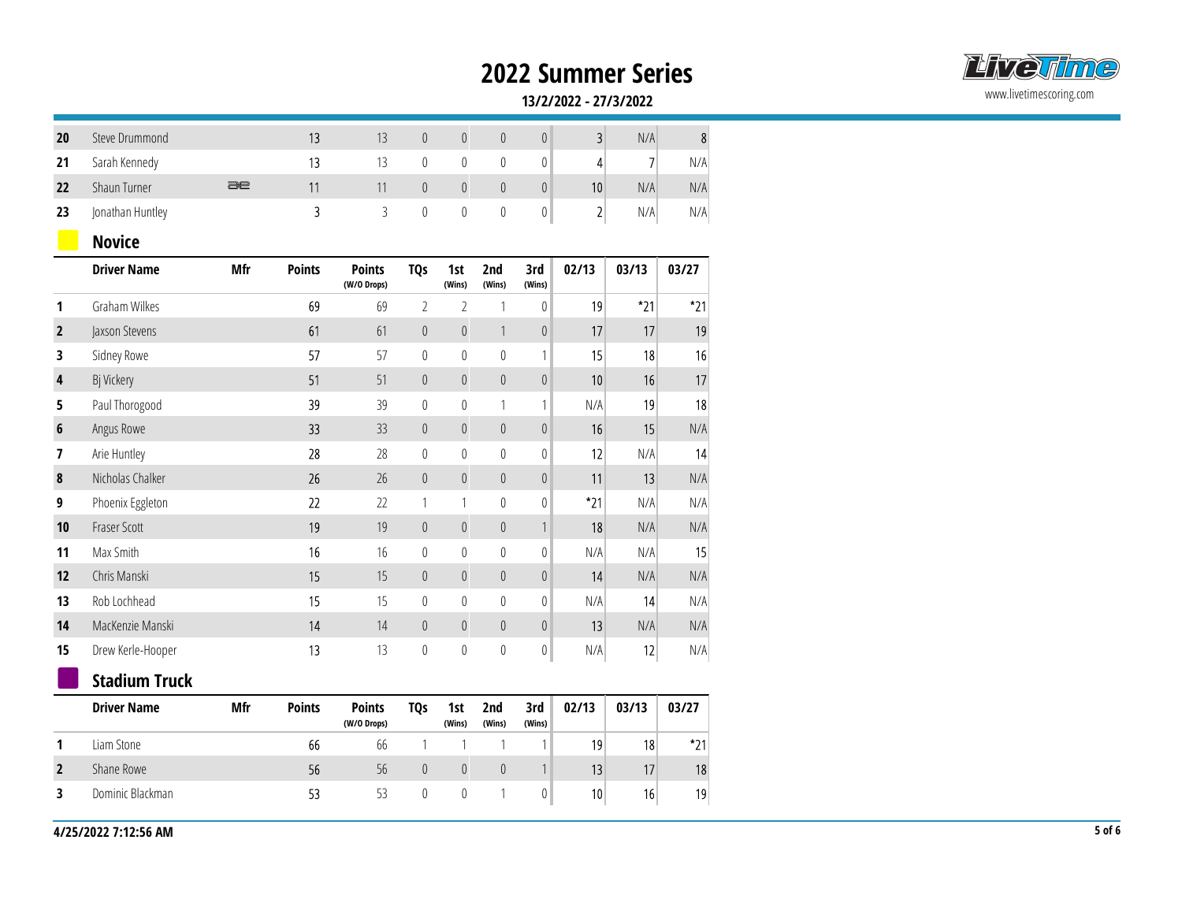# 2022 Summer Series

**13/2/2022 - 27/3/2022**

| | Driver Name | Mfr | Points | Points (W/O Drops) | TQs | 1st (Wins) | 2nd (Wins) | 3rd (Wins) | 02/13 | 03/13 | 03/27 |
|---|---|---|---|---|---|---|---|---|---|---|---|
| 20 | Steve Drummond | | 13 | 13 | 0 | 0 | 0 | 0 | 3 | N/A | 8 |
| 21 | Sarah Kennedy | | 13 | 13 | 0 | 0 | 0 | 0 | 4 | 7 | N/A |
| 22 | Shaun Turner | | 11 | 11 | 0 | 0 | 0 | 0 | 10 | N/A | N/A |
| 23 | Jonathan Huntley | | 3 | 3 | 0 | 0 | 0 | 0 | 2 | N/A | N/A |

## Novice

| | Driver Name | Mfr | Points | Points (W/O Drops) | TQs | 1st (Wins) | 2nd (Wins) | 3rd (Wins) | 02/13 | 03/13 | 03/27 |
|---|---|---|---|---|---|---|---|---|---|---|---|
| 1 | Graham Wilkes | | 69 | 69 | 2 | 2 | 1 | 0 | 19 | *21 | *21 |
| 2 | Jaxson Stevens | | 61 | 61 | 0 | 0 | 1 | 0 | 17 | 17 | 19 |
| 3 | Sidney Rowe | | 57 | 57 | 0 | 0 | 0 | 1 | 15 | 18 | 16 |
| 4 | Bj Vickery | | 51 | 51 | 0 | 0 | 0 | 0 | 10 | 16 | 17 |
| 5 | Paul Thorogood | | 39 | 39 | 0 | 0 | 1 | 1 | N/A | 19 | 18 |
| 6 | Angus Rowe | | 33 | 33 | 0 | 0 | 0 | 0 | 16 | 15 | N/A |
| 7 | Arie Huntley | | 28 | 28 | 0 | 0 | 0 | 0 | 12 | N/A | 14 |
| 8 | Nicholas Chalker | | 26 | 26 | 0 | 0 | 0 | 0 | 11 | 13 | N/A |
| 9 | Phoenix Eggleton | | 22 | 22 | 1 | 1 | 0 | 0 | *21 | N/A | N/A |
| 10 | Fraser Scott | | 19 | 19 | 0 | 0 | 0 | 1 | 18 | N/A | N/A |
| 11 | Max Smith | | 16 | 16 | 0 | 0 | 0 | 0 | N/A | N/A | 15 |
| 12 | Chris Manski | | 15 | 15 | 0 | 0 | 0 | 0 | 14 | N/A | N/A |
| 13 | Rob Lochhead | | 15 | 15 | 0 | 0 | 0 | 0 | N/A | 14 | N/A |
| 14 | MacKenzie Manski | | 14 | 14 | 0 | 0 | 0 | 0 | 13 | N/A | N/A |
| 15 | Drew Kerle-Hooper | | 13 | 13 | 0 | 0 | 0 | 0 | N/A | 12 | N/A |

## Stadium Truck

| | Driver Name | Mfr | Points | Points (W/O Drops) | TQs | 1st (Wins) | 2nd (Wins) | 3rd (Wins) | 02/13 | 03/13 | 03/27 |
|---|---|---|---|---|---|---|---|---|---|---|---|
| 1 | Liam Stone | | 66 | 66 | 1 | 1 | 1 | 1 | 19 | 18 | *21 |
| 2 | Shane Rowe | | 56 | 56 | 0 | 0 | 0 | 1 | 13 | 17 | 18 |
| 3 | Dominic Blackman | | 53 | 53 | 0 | 0 | 1 | 0 | 10 | 16 | 19 |

4/25/2022 7:12:56 AM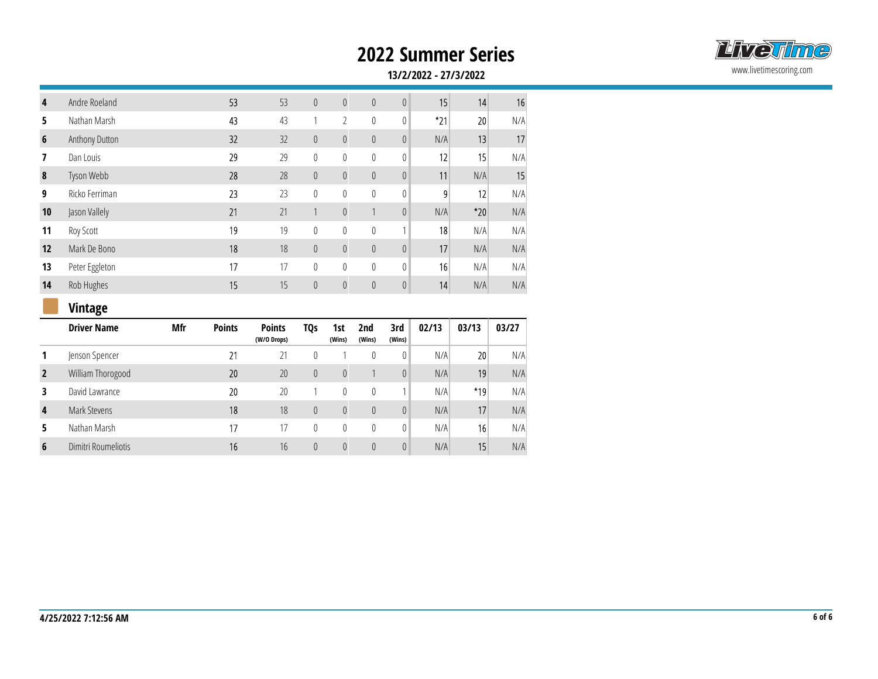# 2022 Summer Series

**13/2/2022 - 27/3/2022**

| | | | | | | | | | | | |
|---|---|---|---|---|---|---|---|---|---|---|---|
| **4** | Andre Roeland | | 53 | 53 | 0 | 0 | 0 | 0 | 15 | 14 | 16 |
| **5** | Nathan Marsh | | 43 | 43 | 1 | 2 | 0 | 0 | *21 | 20 | N/A |
| **6** | Anthony Dutton | | 32 | 32 | 0 | 0 | 0 | 0 | N/A | 13 | 17 |
| **7** | Dan Louis | | 29 | 29 | 0 | 0 | 0 | 0 | 12 | 15 | N/A |
| **8** | Tyson Webb | | 28 | 28 | 0 | 0 | 0 | 0 | 11 | N/A | 15 |
| **9** | Ricko Ferriman | | 23 | 23 | 0 | 0 | 0 | 0 | 9 | 12 | N/A |
| **10** | Jason Vallely | | 21 | 21 | 1 | 0 | 1 | 0 | N/A | *20 | N/A |
| **11** | Roy Scott | | 19 | 19 | 0 | 0 | 0 | 1 | 18 | N/A | N/A |
| **12** | Mark De Bono | | 18 | 18 | 0 | 0 | 0 | 0 | 17 | N/A | N/A |
| **13** | Peter Eggleton | | 17 | 17 | 0 | 0 | 0 | 0 | 16 | N/A | N/A |
| **14** | Rob Hughes | | 15 | 15 | 0 | 0 | 0 | 0 | 14 | N/A | N/A |

## Vintage

| | **Driver Name** | **Mfr** | **Points** | **Points (W/O Drops)** | **TQs** | **1st (Wins)** | **2nd (Wins)** | **3rd (Wins)** | **02/13** | **03/13** | **03/27** |
|---|---|---|---|---|---|---|---|---|---|---|---|
| **1** | Jenson Spencer | | 21 | 21 | 0 | 1 | 0 | 0 | N/A | 20 | N/A |
| **2** | William Thorogood | | 20 | 20 | 0 | 0 | 1 | 0 | N/A | 19 | N/A |
| **3** | David Lawrance | | 20 | 20 | 1 | 0 | 0 | 1 | N/A | *19 | N/A |
| **4** | Mark Stevens | | 18 | 18 | 0 | 0 | 0 | 0 | N/A | 17 | N/A |
| **5** | Nathan Marsh | | 17 | 17 | 0 | 0 | 0 | 0 | N/A | 16 | N/A |
| **6** | Dimitri Roumeliotis | | 16 | 16 | 0 | 0 | 0 | 0 | N/A | 15 | N/A |

**4/25/2022 7:12:56 AM**